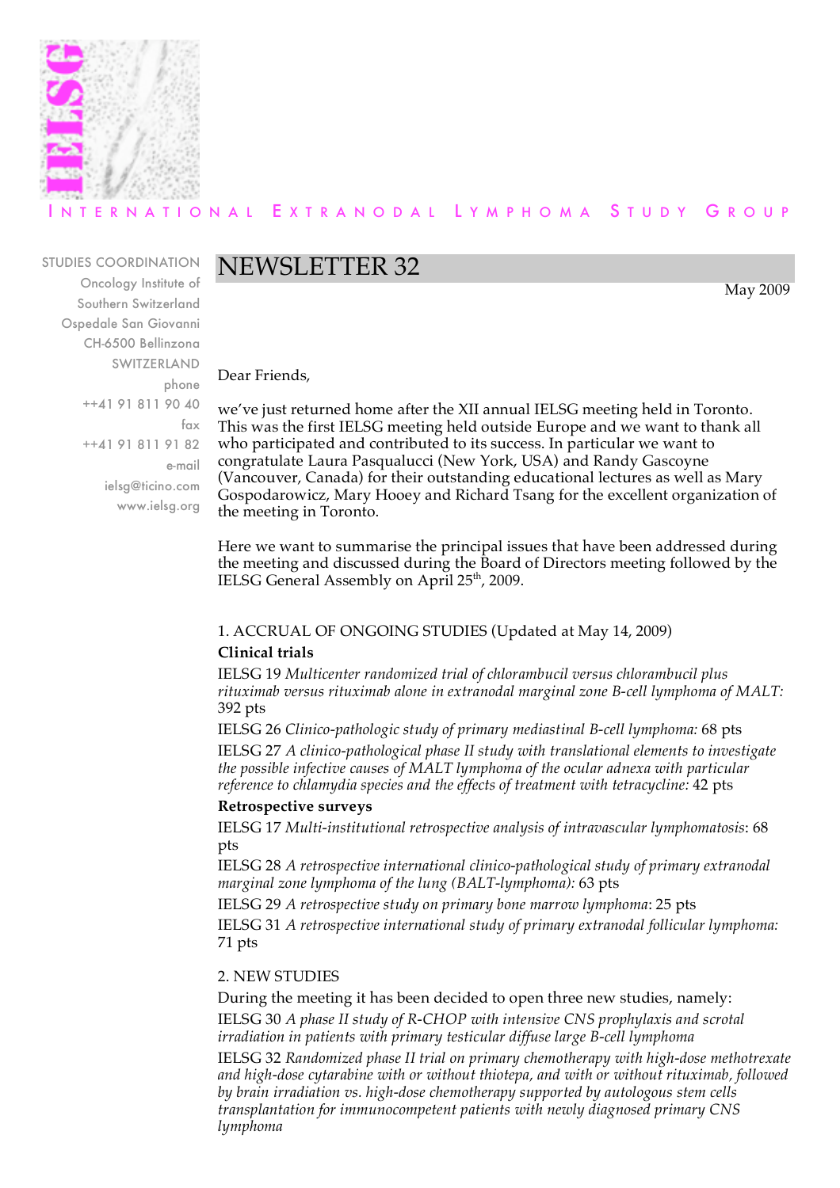INTERNATIONAL EXTRANODAL LYMPHOMA STUDY GROUP

STUDIES COORDINATION
Oncology Institute of
Southern Switzerland
Ospedale San Giovanni
CH-6500 Bellinzona
SWITZERLAND
phone
++41 91 811 90 40
fax
++41 91 811 91 82
e-mail
ielsg@ticino.com
www.ielsg.org

# NEWSLETTER 32

May 2009

Dear Friends,

we've just returned home after the XII annual IELSG meeting held in Toronto. This was the first IELSG meeting held outside Europe and we want to thank all who participated and contributed to its success. In particular we want to congratulate Laura Pasqualucci (New York, USA) and Randy Gascoyne (Vancouver, Canada) for their outstanding educational lectures as well as Mary Gospodarowicz, Mary Hooey and Richard Tsang for the excellent organization of the meeting in Toronto.

Here we want to summarise the principal issues that have been addressed during the meeting and discussed during the Board of Directors meeting followed by the IELSG General Assembly on April 25th, 2009.

## 1. ACCRUAL OF ONGOING STUDIES (Updated at May 14, 2009)

**Clinical trials**

IELSG 19 *Multicenter randomized trial of chlorambucil versus chlorambucil plus rituximab versus rituximab alone in extranodal marginal zone B-cell lymphoma of MALT:* 392 pts

IELSG 26 *Clinico-pathologic study of primary mediastinal B-cell lymphoma:* 68 pts

IELSG 27 *A clinico-pathological phase II study with translational elements to investigate the possible infective causes of MALT lymphoma of the ocular adnexa with particular reference to chlamydia species and the effects of treatment with tetracycline:* 42 pts

**Retrospective surveys**

IELSG 17 *Multi-institutional retrospective analysis of intravascular lymphomatosis*: 68 pts

IELSG 28 *A retrospective international clinico-pathological study of primary extranodal marginal zone lymphoma of the lung (BALT-lymphoma):* 63 pts

IELSG 29 *A retrospective study on primary bone marrow lymphoma*: 25 pts

IELSG 31 *A retrospective international study of primary extranodal follicular lymphoma:* 71 pts

## 2. NEW STUDIES

During the meeting it has been decided to open three new studies, namely:

IELSG 30 *A phase II study of R-CHOP with intensive CNS prophylaxis and scrotal irradiation in patients with primary testicular diffuse large B-cell lymphoma*

IELSG 32 *Randomized phase II trial on primary chemotherapy with high-dose methotrexate and high-dose cytarabine with or without thiotepa, and with or without rituximab, followed by brain irradiation vs. high-dose chemotherapy supported by autologous stem cells transplantation for immunocompetent patients with newly diagnosed primary CNS lymphoma*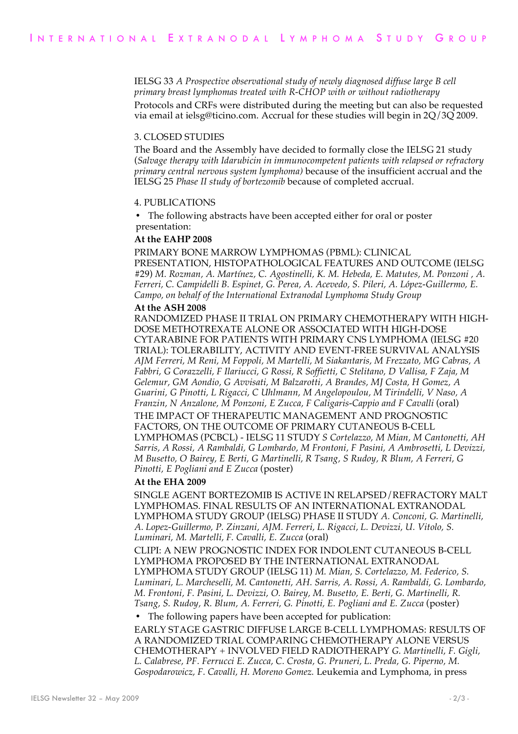IELSG 33 *A Prospective observational study of newly diagnosed diffuse large B cell primary breast lymphomas treated with R-CHOP with or without radiotherapy*

Protocols and CRFs were distributed during the meeting but can also be requested via email at ielsg@ticino.com. Accrual for these studies will begin in 2Q/3Q 2009.

3. CLOSED STUDIES

The Board and the Assembly have decided to formally close the IELSG 21 study (*Salvage therapy with Idarubicin in immunocompetent patients with relapsed or refractory primary central nervous system lymphoma)* because of the insufficient accrual and the IELSG 25 *Phase II study of bortezomib* because of completed accrual.

4. PUBLICATIONS

- The following abstracts have been accepted either for oral or poster presentation:

**At the EAHP 2008**

PRIMARY BONE MARROW LYMPHOMAS (PBML): CLINICAL PRESENTATION, HISTOPATHOLOGICAL FEATURES AND OUTCOME (IELSG #29) *M. Rozman, A. Martínez, C. Agostinelli, K. M. Hebeda, E. Matutes, M. Ponzoni , A. Ferreri, C. Campidelli B. Espinet, G. Perea, A. Acevedo, S. Pileri, A. López-Guillermo, E. Campo, on behalf of the International Extranodal Lymphoma Study Group*

**At the ASH 2008**

RANDOMIZED PHASE II TRIAL ON PRIMARY CHEMOTHERAPY WITH HIGH-DOSE METHOTREXATE ALONE OR ASSOCIATED WITH HIGH-DOSE CYTARABINE FOR PATIENTS WITH PRIMARY CNS LYMPHOMA (IELSG #20 TRIAL): TOLERABILITY, ACTIVITY AND EVENT-FREE SURVIVAL ANALYSIS *AJM Ferreri, M Reni, M Foppoli, M Martelli, M Siakantaris, M Frezzato, MG Cabras, A Fabbri, G Corazzelli, F Ilariucci, G Rossi, R Soffietti, C Stelitano, D Vallisa, F Zaja, M Gelemur, GM Aondio, G Avvisati, M Balzarotti, A Brandes, MJ Costa, H Gomez, A Guarini, G Pinotti, L Rigacci, C Uhlmann, M Angelopoulou, M Tirindelli, V Naso, A Franzin, N Anzalone, M Ponzoni, E Zucca, F Caligaris-Cappio and F Cavalli* (oral)

THE IMPACT OF THERAPEUTIC MANAGEMENT AND PROGNOSTIC FACTORS, ON THE OUTCOME OF PRIMARY CUTANEOUS B-CELL LYMPHOMAS (PCBCL) - IELSG 11 STUDY *S Cortelazzo, M Mian, M Cantonetti, AH Sarris, A Rossi, A Rambaldi, G Lombardo, M Frontoni, F Pasini, A Ambrosetti, L Devizzi, M Busetto, O Bairey, E Berti, G Martinelli, R Tsang, S Rudoy, R Blum, A Ferreri, G Pinotti, E Pogliani and E Zucca* (poster)

**At the EHA 2009**

SINGLE AGENT BORTEZOMIB IS ACTIVE IN RELAPSED/REFRACTORY MALT LYMPHOMAS. FINAL RESULTS OF AN INTERNATIONAL EXTRANODAL LYMPHOMA STUDY GROUP (IELSG) PHASE II STUDY *A. Conconi, G. Martinelli, A. Lopez-Guillermo, P. Zinzani, AJM. Ferreri, L. Rigacci, L. Devizzi, U. Vitolo, S. Luminari, M. Martelli, F. Cavalli, E. Zucca* (oral)

CLIPI: A NEW PROGNOSTIC INDEX FOR INDOLENT CUTANEOUS B-CELL LYMPHOMA PROPOSED BY THE INTERNATIONAL EXTRANODAL LYMPHOMA STUDY GROUP (IELSG 11) *M. Mian, S. Cortelazzo, M. Federico, S. Luminari, L. Marcheselli, M. Cantonetti, AH. Sarris, A. Rossi, A. Rambaldi, G. Lombardo, M. Frontoni, F. Pasini, L. Devizzi, O. Bairey, M. Busetto, E. Berti, G. Martinelli, R. Tsang, S. Rudoy, R. Blum, A. Ferreri, G. Pinotti, E. Pogliani and E. Zucca* (poster)

- The following papers have been accepted for publication:

EARLY STAGE GASTRIC DIFFUSE LARGE B-CELL LYMPHOMAS: RESULTS OF A RANDOMIZED TRIAL COMPARING CHEMOTHERAPY ALONE VERSUS CHEMOTHERAPY + INVOLVED FIELD RADIOTHERAPY *G. Martinelli, F. Gigli, L. Calabrese, PF. Ferrucci E. Zucca, C. Crosta, G. Pruneri, L. Preda, G. Piperno, M. Gospodarowicz, F. Cavalli, H. Moreno Gomez.* Leukemia and Lymphoma, in press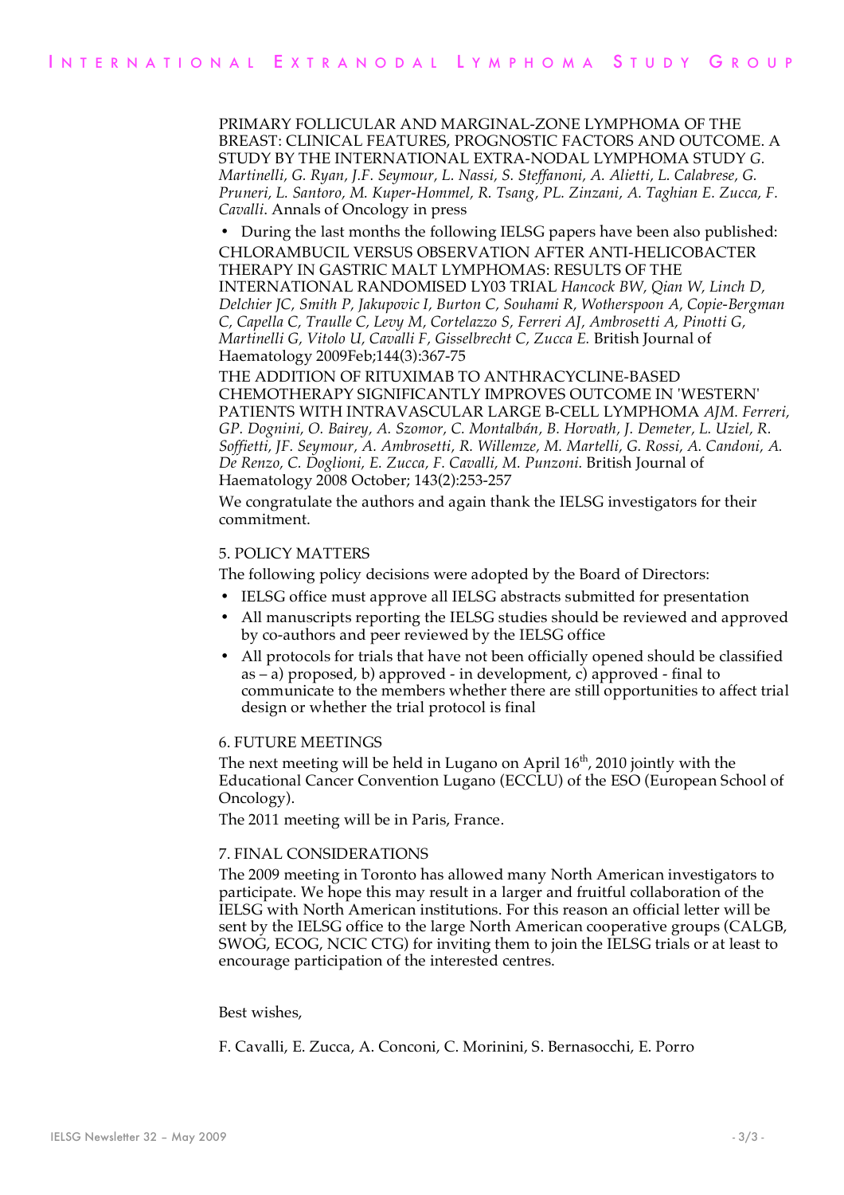PRIMARY FOLLICULAR AND MARGINAL-ZONE LYMPHOMA OF THE BREAST: CLINICAL FEATURES, PROGNOSTIC FACTORS AND OUTCOME. A STUDY BY THE INTERNATIONAL EXTRA-NODAL LYMPHOMA STUDY *G. Martinelli, G. Ryan, J.F. Seymour, L. Nassi, S. Steffanoni, A. Alietti, L. Calabrese, G. Pruneri, L. Santoro, M. Kuper-Hommel, R. Tsang, PL. Zinzani, A. Taghian E. Zucca, F. Cavalli*. Annals of Oncology in press

- During the last months the following IELSG papers have been also published:

CHLORAMBUCIL VERSUS OBSERVATION AFTER ANTI-HELICOBACTER THERAPY IN GASTRIC MALT LYMPHOMAS: RESULTS OF THE INTERNATIONAL RANDOMISED LY03 TRIAL *Hancock BW, Qian W, Linch D, Delchier JC, Smith P, Jakupovic I, Burton C, Souhami R, Wotherspoon A, Copie-Bergman C, Capella C, Traulle C, Levy M, Cortelazzo S, Ferreri AJ, Ambrosetti A, Pinotti G, Martinelli G, Vitolo U, Cavalli F, Gisselbrecht C, Zucca E.* British Journal of Haematology 2009Feb;144(3):367-75

THE ADDITION OF RITUXIMAB TO ANTHRACYCLINE-BASED CHEMOTHERAPY SIGNIFICANTLY IMPROVES OUTCOME IN 'WESTERN' PATIENTS WITH INTRAVASCULAR LARGE B-CELL LYMPHOMA *AJM. Ferreri, GP. Dognini, O. Bairey, A. Szomor, C. Montalbán, B. Horvath, J. Demeter, L. Uziel, R. Soffietti, JF. Seymour, A. Ambrosetti, R. Willemze, M. Martelli, G. Rossi, A. Candoni, A. De Renzo, C. Doglioni, E. Zucca, F. Cavalli, M. Punzoni.* British Journal of Haematology 2008 October; 143(2):253-257

We congratulate the authors and again thank the IELSG investigators for their commitment.

## 5. POLICY MATTERS

The following policy decisions were adopted by the Board of Directors:

- IELSG office must approve all IELSG abstracts submitted for presentation
- All manuscripts reporting the IELSG studies should be reviewed and approved by co-authors and peer reviewed by the IELSG office
- All protocols for trials that have not been officially opened should be classified as – a) proposed, b) approved - in development, c) approved - final to communicate to the members whether there are still opportunities to affect trial design or whether the trial protocol is final

## 6. FUTURE MEETINGS

The next meeting will be held in Lugano on April 16th, 2010 jointly with the Educational Cancer Convention Lugano (ECCLU) of the ESO (European School of Oncology).

The 2011 meeting will be in Paris, France.

## 7. FINAL CONSIDERATIONS

The 2009 meeting in Toronto has allowed many North American investigators to participate. We hope this may result in a larger and fruitful collaboration of the IELSG with North American institutions. For this reason an official letter will be sent by the IELSG office to the large North American cooperative groups (CALGB, SWOG, ECOG, NCIC CTG) for inviting them to join the IELSG trials or at least to encourage participation of the interested centres.

Best wishes,

F. Cavalli, E. Zucca, A. Conconi, C. Morinini, S. Bernasocchi, E. Porro